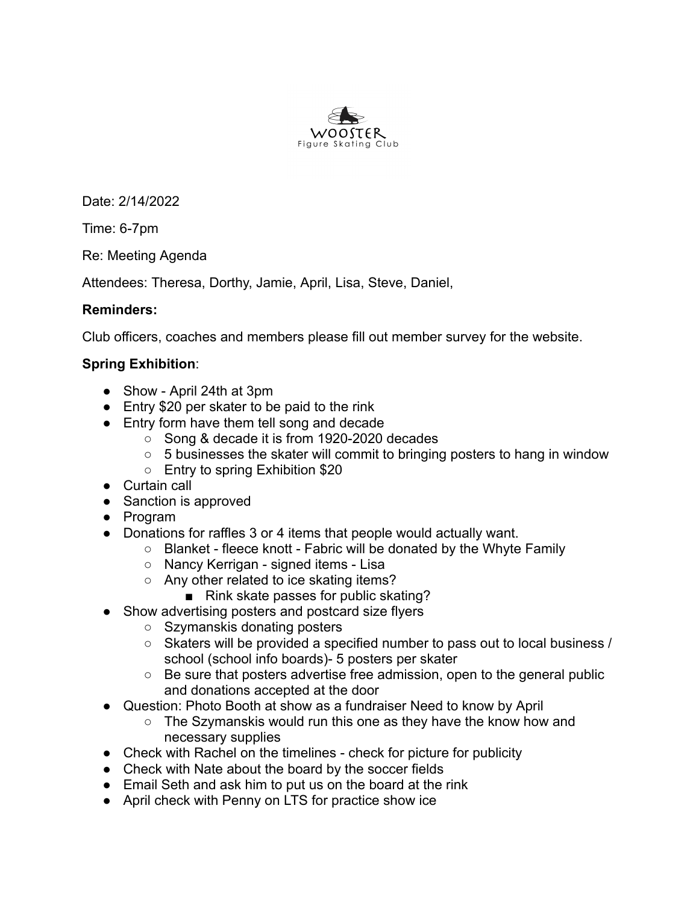WOOSTER
Figure Skating Club

Date: 2/14/2022

Time: 6-7pm

Re: Meeting Agenda

Attendees: Theresa, Dorthy, Jamie, April, Lisa, Steve, Daniel,

**Reminders:**

Club officers, coaches and members please fill out member survey for the website.

**Spring Exhibition**:

- Show - April 24th at 3pm
- Entry $20 per skater to be paid to the rink
- Entry form have them tell song and decade
    - Song & decade it is from 1920-2020 decades
    - 5 businesses the skater will commit to bringing posters to hang in window
    - Entry to spring Exhibition $20
- Curtain call
- Sanction is approved
- Program
- Donations for raffles 3 or 4 items that people would actually want.
    - Blanket - fleece knott - Fabric will be donated by the Whyte Family
    - Nancy Kerrigan - signed items - Lisa
    - Any other related to ice skating items?
        - Rink skate passes for public skating?
- Show advertising posters and postcard size flyers
    - Szymanskis donating posters
    - Skaters will be provided a specified number to pass out to local business / school (school info boards)- 5 posters per skater
    - Be sure that posters advertise free admission, open to the general public and donations accepted at the door
- Question: Photo Booth at show as a fundraiser Need to know by April
    - The Szymanskis would run this one as they have the know how and necessary supplies
- Check with Rachel on the timelines - check for picture for publicity
- Check with Nate about the board by the soccer fields
- Email Seth and ask him to put us on the board at the rink
- April check with Penny on LTS for practice show ice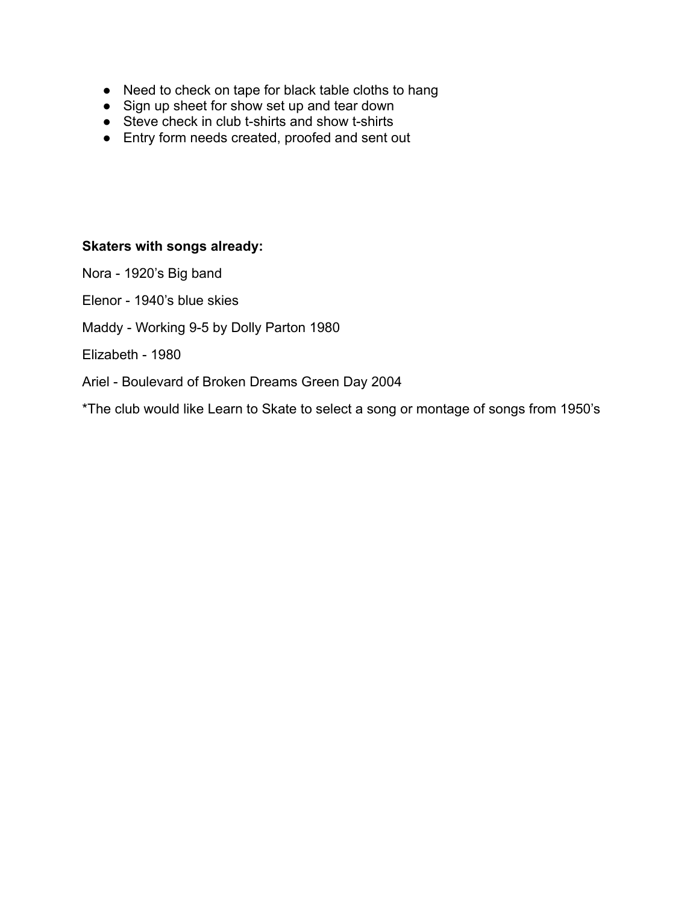- Need to check on tape for black table cloths to hang
- Sign up sheet for show set up and tear down
- Steve check in club t-shirts and show t-shirts
- Entry form needs created, proofed and sent out

**Skaters with songs already:**

Nora - 1920's Big band

Elenor - 1940's blue skies

Maddy - Working 9-5 by Dolly Parton 1980

Elizabeth - 1980

Ariel - Boulevard of Broken Dreams Green Day 2004

*The club would like Learn to Skate to select a song or montage of songs from 1950's